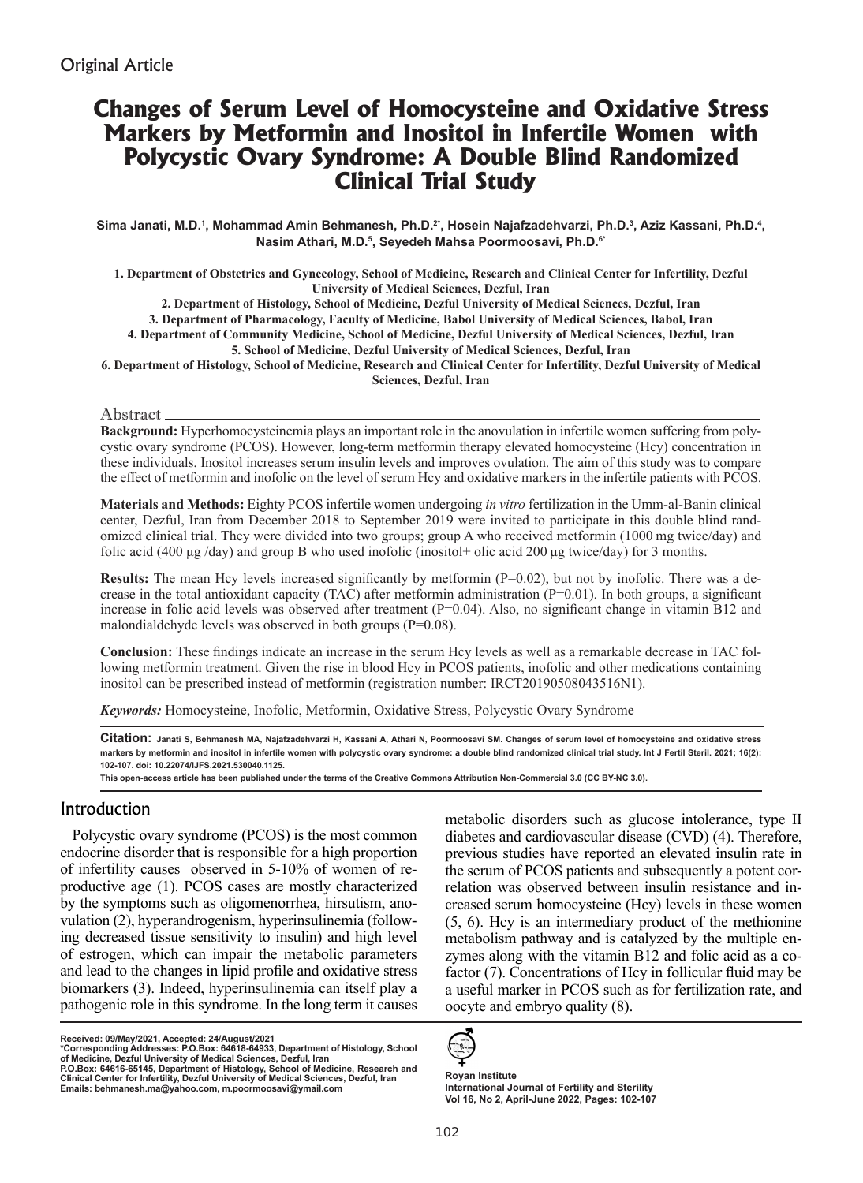Original Article

# Changes of Serum Level of Homocysteine and Oxidative Stress Markers by Metformin and Inositol in Infertile Women with Polycystic Ovary Syndrome: A Double Blind Randomized Clinical Trial Study

**Sima Janati, M.D.[1], Mohammad Amin Behmanesh, Ph.D.[2*], Hosein Najafzadehvarzi, Ph.D.[3], Aziz Kassani, Ph.D.[4], Nasim Athari, M.D.[5], Seyedeh Mahsa Poormoosavi, Ph.D.[6*]**

1. Department of Obstetrics and Gynecology, School of Medicine, Research and Clinical Center for Infertility, Dezful University of Medical Sciences, Dezful, Iran
2. Department of Histology, School of Medicine, Dezful University of Medical Sciences, Dezful, Iran
3. Department of Pharmacology, Faculty of Medicine, Babol University of Medical Sciences, Babol, Iran
4. Department of Community Medicine, School of Medicine, Dezful University of Medical Sciences, Dezful, Iran
5. School of Medicine, Dezful University of Medical Sciences, Dezful, Iran
6. Department of Histology, School of Medicine, Research and Clinical Center for Infertility, Dezful University of Medical Sciences, Dezful, Iran

## Abstract

**Background:** Hyperhomocysteinemia plays an important role in the anovulation in infertile women suffering from polycystic ovary syndrome (PCOS). However, long-term metformin therapy elevated homocysteine (Hcy) concentration in these individuals. Inositol increases serum insulin levels and improves ovulation. The aim of this study was to compare the effect of metformin and inofolic on the level of serum Hcy and oxidative markers in the infertile patients with PCOS.

**Materials and Methods:** Eighty PCOS infertile women undergoing *in vitro* fertilization in the Umm-al-Banin clinical center, Dezful, Iran from December 2018 to September 2019 were invited to participate in this double blind randomized clinical trial. They were divided into two groups; group A who received metformin (1000 mg twice/day) and folic acid (400 µg /day) and group B who used inofolic (inositol+ olic acid 200 µg twice/day) for 3 months.

**Results:** The mean Hcy levels increased significantly by metformin (P=0.02), but not by inofolic. There was a decrease in the total antioxidant capacity (TAC) after metformin administration (P=0.01). In both groups, a significant increase in folic acid levels was observed after treatment (P=0.04). Also, no significant change in vitamin B12 and malondialdehyde levels was observed in both groups (P=0.08).

**Conclusion:** These findings indicate an increase in the serum Hcy levels as well as a remarkable decrease in TAC following metformin treatment. Given the rise in blood Hcy in PCOS patients, inofolic and other medications containing inositol can be prescribed instead of metformin (registration number: IRCT20190508043516N1).

***Keywords:*** Homocysteine, Inofolic, Metformin, Oxidative Stress, Polycystic Ovary Syndrome

**Citation:** Janati S, Behmanesh MA, Najafzadehvarzi H, Kassani A, Athari N, Poormoosavi SM. Changes of serum level of homocysteine and oxidative stress markers by metformin and inositol in infertile women with polycystic ovary syndrome: a double blind randomized clinical trial study. Int J Fertil Steril. 2021; 16(2): 102-107. doi: 10.22074/IJFS.2021.530040.1125.

This open-access article has been published under the terms of the Creative Commons Attribution Non-Commercial 3.0 (CC BY-NC 3.0).

## Introduction

Polycystic ovary syndrome (PCOS) is the most common endocrine disorder that is responsible for a high proportion of infertility causes observed in 5-10% of women of reproductive age (1). PCOS cases are mostly characterized by the symptoms such as oligomenorrhea, hirsutism, anovulation (2), hyperandrogenism, hyperinsulinemia (following decreased tissue sensitivity to insulin) and high level of estrogen, which can impair the metabolic parameters and lead to the changes in lipid profile and oxidative stress biomarkers (3). Indeed, hyperinsulinemia can itself play a pathogenic role in this syndrome. In the long term it causes metabolic disorders such as glucose intolerance, type II diabetes and cardiovascular disease (CVD) (4). Therefore, previous studies have reported an elevated insulin rate in the serum of PCOS patients and subsequently a potent correlation was observed between insulin resistance and increased serum homocysteine (Hcy) levels in these women (5, 6). Hcy is an intermediary product of the methionine metabolism pathway and is catalyzed by the multiple enzymes along with the vitamin B12 and folic acid as a cofactor (7). Concentrations of Hcy in follicular fluid may be a useful marker in PCOS such as for fertilization rate, and oocyte and embryo quality (8).

Received: 09/May/2021, Accepted: 24/August/2021
*Corresponding Addresses: P.O.Box: 64618-64933, Department of Histology, School of Medicine, Dezful University of Medical Sciences, Dezful, Iran
P.O.Box: 64616-65145, Department of Histology, School of Medicine, Research and Clinical Center for Infertility, Dezful University of Medical Sciences, Dezful, Iran
Emails: behmanesh.ma@yahoo.com, m.poormoosavi@ymail.com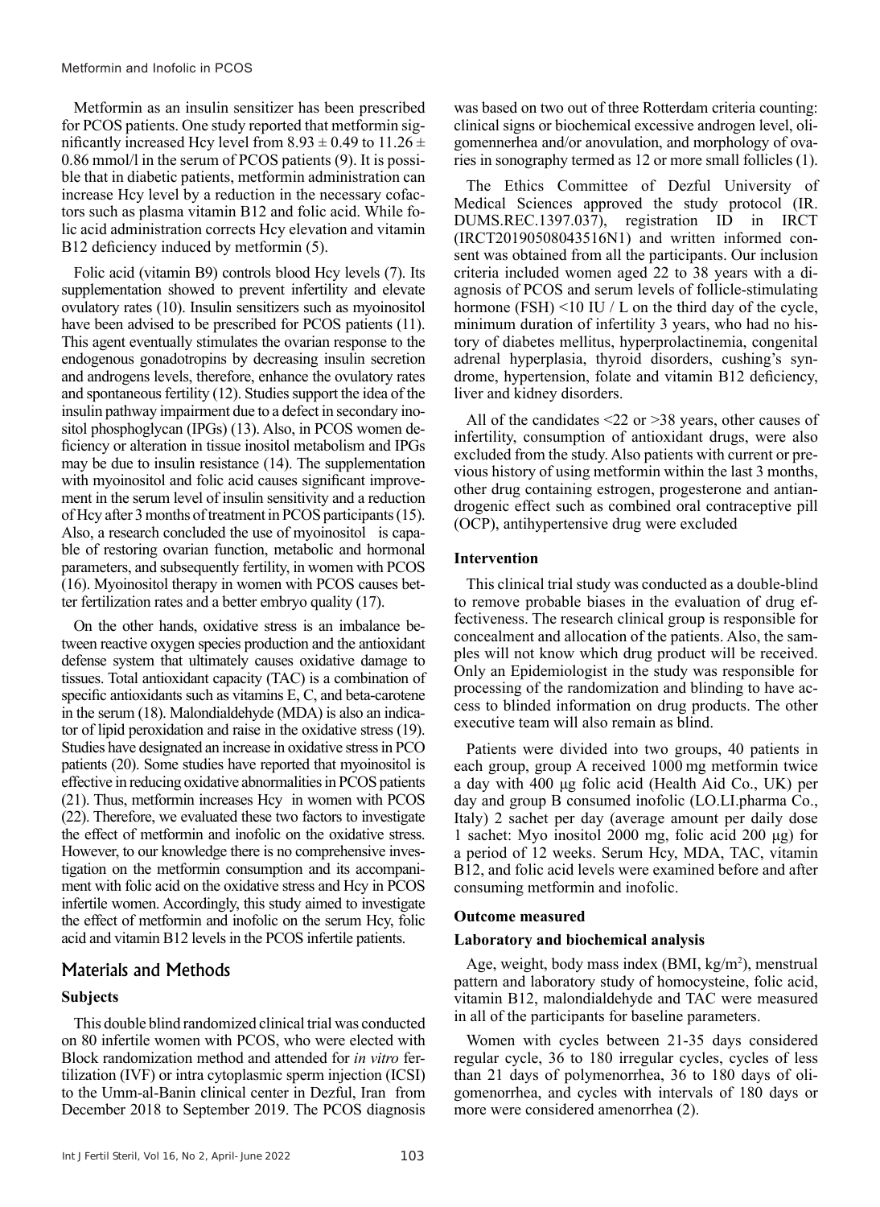Metformin as an insulin sensitizer has been prescribed for PCOS patients. One study reported that metformin significantly increased Hcy level from $8.93 \pm 0.49$ to $11.26 \pm 0.86$ mmol/l in the serum of PCOS patients (9). It is possible that in diabetic patients, metformin administration can increase Hcy level by a reduction in the necessary cofactors such as plasma vitamin B12 and folic acid. While folic acid administration corrects Hcy elevation and vitamin B12 deficiency induced by metformin (5).

Folic acid (vitamin B9) controls blood Hcy levels (7). Its supplementation showed to prevent infertility and elevate ovulatory rates (10). Insulin sensitizers such as myoinositol have been advised to be prescribed for PCOS patients (11). This agent eventually stimulates the ovarian response to the endogenous gonadotropins by decreasing insulin secretion and androgens levels, therefore, enhance the ovulatory rates and spontaneous fertility (12). Studies support the idea of the insulin pathway impairment due to a defect in secondary inositol phosphoglycan (IPGs) (13). Also, in PCOS women deficiency or alteration in tissue inositol metabolism and IPGs may be due to insulin resistance (14). The supplementation with myoinositol and folic acid causes significant improvement in the serum level of insulin sensitivity and a reduction of Hcy after 3 months of treatment in PCOS participants (15). Also, a research concluded the use of myoinositol is capable of restoring ovarian function, metabolic and hormonal parameters, and subsequently fertility, in women with PCOS (16). Myoinositol therapy in women with PCOS causes better fertilization rates and a better embryo quality (17).

On the other hands, oxidative stress is an imbalance between reactive oxygen species production and the antioxidant defense system that ultimately causes oxidative damage to tissues. Total antioxidant capacity (TAC) is a combination of specific antioxidants such as vitamins E, C, and beta-carotene in the serum (18). Malondialdehyde (MDA) is also an indicator of lipid peroxidation and raise in the oxidative stress (19). Studies have designated an increase in oxidative stress in PCO patients (20). Some studies have reported that myoinositol is effective in reducing oxidative abnormalities in PCOS patients (21). Thus, metformin increases Hcy in women with PCOS (22). Therefore, we evaluated these two factors to investigate the effect of metformin and inofolic on the oxidative stress. However, to our knowledge there is no comprehensive investigation on the metformin consumption and its accompaniment with folic acid on the oxidative stress and Hcy in PCOS infertile women. Accordingly, this study aimed to investigate the effect of metformin and inofolic on the serum Hcy, folic acid and vitamin B12 levels in the PCOS infertile patients.

## Materials and Methods

### Subjects

This double blind randomized clinical trial was conducted on 80 infertile women with PCOS, who were elected with Block randomization method and attended for *in vitro* fertilization (IVF) or intra cytoplasmic sperm injection (ICSI) to the Umm-al-Banin clinical center in Dezful, Iran from December 2018 to September 2019. The PCOS diagnosis was based on two out of three Rotterdam criteria counting: clinical signs or biochemical excessive androgen level, oligomennerhea and/or anovulation, and morphology of ovaries in sonography termed as 12 or more small follicles (1).

The Ethics Committee of Dezful University of Medical Sciences approved the study protocol (IR.DUMS.REC.1397.037), registration ID in IRCT (IRCT20190508043516N1) and written informed consent was obtained from all the participants. Our inclusion criteria included women aged 22 to 38 years with a diagnosis of PCOS and serum levels of follicle-stimulating hormone (FSH) <10 IU / L on the third day of the cycle, minimum duration of infertility 3 years, who had no history of diabetes mellitus, hyperprolactinemia, congenital adrenal hyperplasia, thyroid disorders, cushing's syndrome, hypertension, folate and vitamin B12 deficiency, liver and kidney disorders.

All of the candidates <22 or >38 years, other causes of infertility, consumption of antioxidant drugs, were also excluded from the study. Also patients with current or previous history of using metformin within the last 3 months, other drug containing estrogen, progesterone and antiandrogenic effect such as combined oral contraceptive pill (OCP), antihypertensive drug were excluded

### Intervention

This clinical trial study was conducted as a double-blind to remove probable biases in the evaluation of drug effectiveness. The research clinical group is responsible for concealment and allocation of the patients. Also, the samples will not know which drug product will be received. Only an Epidemiologist in the study was responsible for processing of the randomization and blinding to have access to blinded information on drug products. The other executive team will also remain as blind.

Patients were divided into two groups, 40 patients in each group, group A received 1000 mg metformin twice a day with 400 µg folic acid (Health Aid Co., UK) per day and group B consumed inofolic (LO.LI.pharma Co., Italy) 2 sachet per day (average amount per daily dose 1 sachet: Myo inositol 2000 mg, folic acid 200 µg) for a period of 12 weeks. Serum Hcy, MDA, TAC, vitamin B12, and folic acid levels were examined before and after consuming metformin and inofolic.

### Outcome measured

### Laboratory and biochemical analysis

Age, weight, body mass index (BMI, kg/m$^2$), menstrual pattern and laboratory study of homocysteine, folic acid, vitamin B12, malondialdehyde and TAC were measured in all of the participants for baseline parameters.

Women with cycles between 21-35 days considered regular cycle, 36 to 180 irregular cycles, cycles of less than 21 days of polymenorrhea, 36 to 180 days of oligomenorrhea, and cycles with intervals of 180 days or more were considered amenorrhea (2).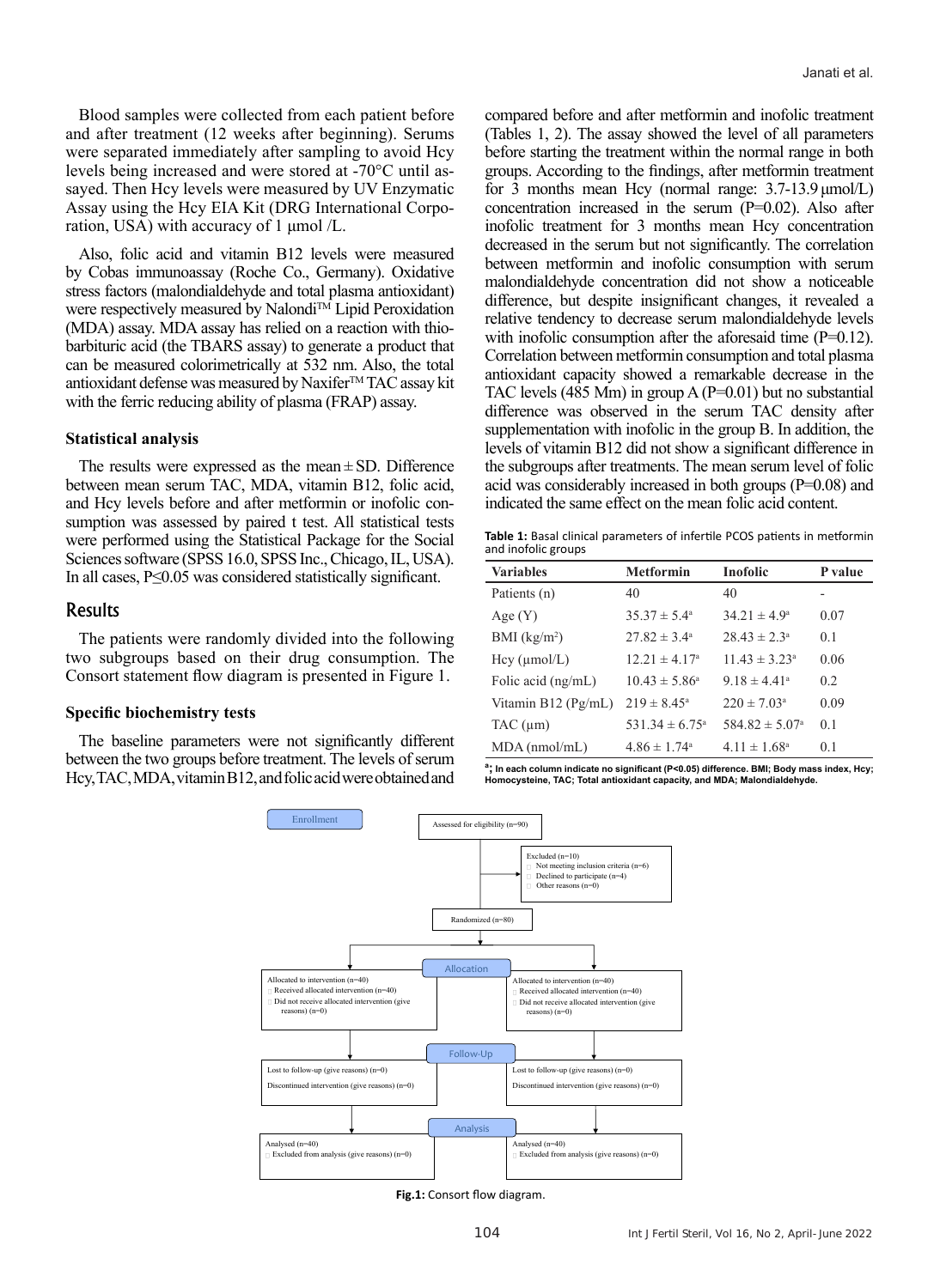Blood samples were collected from each patient before and after treatment (12 weeks after beginning). Serums were separated immediately after sampling to avoid Hcy levels being increased and were stored at -70°C until assayed. Then Hcy levels were measured by UV Enzymatic Assay using the Hcy EIA Kit (DRG International Corporation, USA) with accuracy of 1 µmol /L.

Also, folic acid and vitamin B12 levels were measured by Cobas immunoassay (Roche Co., Germany). Oxidative stress factors (malondialdehyde and total plasma antioxidant) were respectively measured by Nalondi™ Lipid Peroxidation (MDA) assay. MDA assay has relied on a reaction with thiobarbituric acid (the TBARS assay) to generate a product that can be measured colorimetrically at 532 nm. Also, the total antioxidant defense was measured by Naxifer™ TAC assay kit with the ferric reducing ability of plasma (FRAP) assay.

### Statistical analysis

The results were expressed as the mean ± SD. Difference between mean serum TAC, MDA, vitamin B12, folic acid, and Hcy levels before and after metformin or inofolic consumption was assessed by paired t test. All statistical tests were performed using the Statistical Package for the Social Sciences software (SPSS 16.0, SPSS Inc., Chicago, IL, USA). In all cases, $P \leq 0.05$ was considered statistically significant.

## Results

The patients were randomly divided into the following two subgroups based on their drug consumption. The Consort statement flow diagram is presented in Figure 1.

### Specific biochemistry tests

The baseline parameters were not significantly different between the two groups before treatment. The levels of serum Hcy, TAC, MDA, vitamin B12, and folic acid were obtained and compared before and after metformin and inofolic treatment (Tables 1, 2). The assay showed the level of all parameters before starting the treatment within the normal range in both groups. According to the findings, after metformin treatment for 3 months mean Hcy (normal range: 3.7-13.9 µmol/L) concentration increased in the serum (P=0.02). Also after inofolic treatment for 3 months mean Hcy concentration decreased in the serum but not significantly. The correlation between metformin and inofolic consumption with serum malondialdehyde concentration did not show a noticeable difference, but despite insignificant changes, it revealed a relative tendency to decrease serum malondialdehyde levels with inofolic consumption after the aforesaid time (P=0.12). Correlation between metformin consumption and total plasma antioxidant capacity showed a remarkable decrease in the TAC levels (485 Mm) in group A (P=0.01) but no substantial difference was observed in the serum TAC density after supplementation with inofolic in the group B. In addition, the levels of vitamin B12 did not show a significant difference in the subgroups after treatments. The mean serum level of folic acid was considerably increased in both groups (P=0.08) and indicated the same effect on the mean folic acid content.

**Table 1:** Basal clinical parameters of infertile PCOS patients in metformin and inofolic groups

| Variables | Metformin | Inofolic | P value |
|---|---|---|---|
| Patients (n) | 40 | 40 | - |
| Age (Y) | 35.37 ± 5.4[a] | 34.21 ± 4.9[a] | 0.07 |
| BMI (kg/m$^2$) | 27.82 ± 3.4[a] | 28.43 ± 2.3[a] | 0.1 |
| Hcy (µmol/L) | 12.21 ± 4.17[a] | 11.43 ± 3.23[a] | 0.06 |
| Folic acid (ng/mL) | 10.43 ± 5.86[a] | 9.18 ± 4.41[a] | 0.2 |
| Vitamin B12 (Pg/mL) | 219 ± 8.45[a] | 220 ± 7.03[a] | 0.09 |
| TAC (µm) | 531.34 ± 6.75[a] | 584.82 ± 5.07[a] | 0.1 |
| MDA (nmol/mL) | 4.86 ± 1.74[a] | 4.11 ± 1.68[a] | 0.1 |

[a]; In each column indicate no significant (P<0.05) difference. BMI; Body mass index, Hcy; Homocysteine, TAC; Total antioxidant capacity, and MDA; Malondialdehyde.

Enrollment

Assessed for eligibility (n=90)

Excluded (n=10)
- Not meeting inclusion criteria (n=6)
- Declined to participate (n=4)
- Other reasons (n=0)

Randomized (n=80)

Allocation

Allocated to intervention (n=40)
- Received allocated intervention (n=40)
- Did not receive allocated intervention (give reasons) (n=0)

Allocated to intervention (n=40)
- Received allocated intervention (n=40)
- Did not receive allocated intervention (give reasons) (n=0)

Follow-Up

Lost to follow-up (give reasons) (n=0)
Discontinued intervention (give reasons) (n=0)

Lost to follow-up (give reasons) (n=0)
Discontinued intervention (give reasons) (n=0)

Analysis

Analysed (n=40)
- Excluded from analysis (give reasons) (n=0)

Analysed (n=40)
- Excluded from analysis (give reasons) (n=0)

**Fig.1:** Consort flow diagram.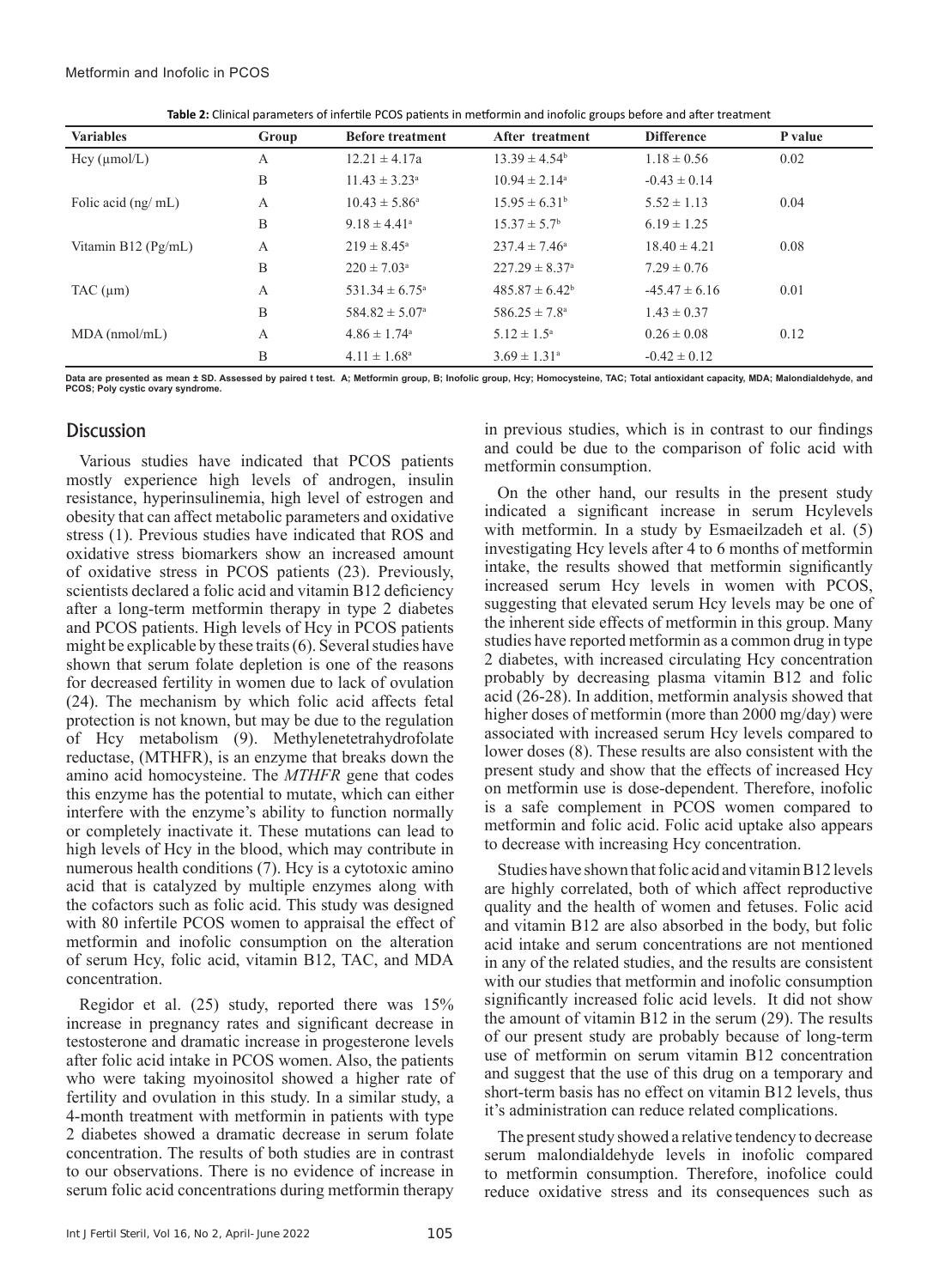**Table 2:** Clinical parameters of infertile PCOS patients in metformin and inofolic groups before and after treatment

| Variables | Group | Before treatment | After treatment | Difference | P value |
|---|---|---|---|---|---|
| Hcy (µmol/L) | A | 12.21 ± 4.17a | 13.39 ± 4.54[b] | 1.18 ± 0.56 | 0.02 |
| | B | 11.43 ± 3.23[a] | 10.94 ± 2.14[a] | -0.43 ± 0.14 | |
| Folic acid (ng/ mL) | A | 10.43 ± 5.86[a] | 15.95 ± 6.31[b] | 5.52 ± 1.13 | 0.04 |
| | B | 9.18 ± 4.41[a] | 15.37 ± 5.7[b] | 6.19 ± 1.25 | |
| Vitamin B12 (Pg/mL) | A | 219 ± 8.45[a] | 237.4 ± 7.46[a] | 18.40 ± 4.21 | 0.08 |
| | B | 220 ± 7.03[a] | 227.29 ± 8.37[a] | 7.29 ± 0.76 | |
| TAC (µm) | A | 531.34 ± 6.75[a] | 485.87 ± 6.42[b] | -45.47 ± 6.16 | 0.01 |
| | B | 584.82 ± 5.07[a] | 586.25 ± 7.8[a] | 1.43 ± 0.37 | |
| MDA (nmol/mL) | A | 4.86 ± 1.74[a] | 5.12 ± 1.5[a] | 0.26 ± 0.08 | 0.12 |
| | B | 4.11 ± 1.68[a] | 3.69 ± 1.31[a] | -0.42 ± 0.12 | |

**Data are presented as mean ± SD. Assessed by paired t test. A; Metformin group, B; Inofolic group, Hcy; Homocysteine, TAC; Total antioxidant capacity, MDA; Malondialdehyde, and PCOS; Poly cystic ovary syndrome.**

## Discussion

Various studies have indicated that PCOS patients mostly experience high levels of androgen, insulin resistance, hyperinsulinemia, high level of estrogen and obesity that can affect metabolic parameters and oxidative stress (1). Previous studies have indicated that ROS and oxidative stress biomarkers show an increased amount of oxidative stress in PCOS patients (23). Previously, scientists declared a folic acid and vitamin B12 deficiency after a long-term metformin therapy in type 2 diabetes and PCOS patients. High levels of Hcy in PCOS patients might be explicable by these traits (6). Several studies have shown that serum folate depletion is one of the reasons for decreased fertility in women due to lack of ovulation (24). The mechanism by which folic acid affects fetal protection is not known, but may be due to the regulation of Hcy metabolism (9). Methylenetetrahydrofolate reductase, (MTHFR), is an enzyme that breaks down the amino acid homocysteine. The *MTHFR* gene that codes this enzyme has the potential to mutate, which can either interfere with the enzyme's ability to function normally or completely inactivate it. These mutations can lead to high levels of Hcy in the blood, which may contribute in numerous health conditions (7). Hcy is a cytotoxic amino acid that is catalyzed by multiple enzymes along with the cofactors such as folic acid. This study was designed with 80 infertile PCOS women to appraisal the effect of metformin and inofolic consumption on the alteration of serum Hcy, folic acid, vitamin B12, TAC, and MDA concentration.

Regidor et al. (25) study, reported there was 15% increase in pregnancy rates and significant decrease in testosterone and dramatic increase in progesterone levels after folic acid intake in PCOS women. Also, the patients who were taking myoinositol showed a higher rate of fertility and ovulation in this study. In a similar study, a 4-month treatment with metformin in patients with type 2 diabetes showed a dramatic decrease in serum folate concentration. The results of both studies are in contrast to our observations. There is no evidence of increase in serum folic acid concentrations during metformin therapy in previous studies, which is in contrast to our findings and could be due to the comparison of folic acid with metformin consumption.

On the other hand, our results in the present study indicated a significant increase in serum Hcylevels with metformin. In a study by Esmaeilzadeh et al. (5) investigating Hcy levels after 4 to 6 months of metformin intake, the results showed that metformin significantly increased serum Hcy levels in women with PCOS, suggesting that elevated serum Hcy levels may be one of the inherent side effects of metformin in this group. Many studies have reported metformin as a common drug in type 2 diabetes, with increased circulating Hcy concentration probably by decreasing plasma vitamin B12 and folic acid (26-28). In addition, metformin analysis showed that higher doses of metformin (more than 2000 mg/day) were associated with increased serum Hcy levels compared to lower doses (8). These results are also consistent with the present study and show that the effects of increased Hcy on metformin use is dose-dependent. Therefore, inofolic is a safe complement in PCOS women compared to metformin and folic acid. Folic acid uptake also appears to decrease with increasing Hcy concentration.

Studies have shown that folic acid and vitamin B12 levels are highly correlated, both of which affect reproductive quality and the health of women and fetuses. Folic acid and vitamin B12 are also absorbed in the body, but folic acid intake and serum concentrations are not mentioned in any of the related studies, and the results are consistent with our studies that metformin and inofolic consumption significantly increased folic acid levels. It did not show the amount of vitamin B12 in the serum (29). The results of our present study are probably because of long-term use of metformin on serum vitamin B12 concentration and suggest that the use of this drug on a temporary and short-term basis has no effect on vitamin B12 levels, thus it's administration can reduce related complications.

The present study showed a relative tendency to decrease serum malondialdehyde levels in inofolic compared to metformin consumption. Therefore, inofolice could reduce oxidative stress and its consequences such as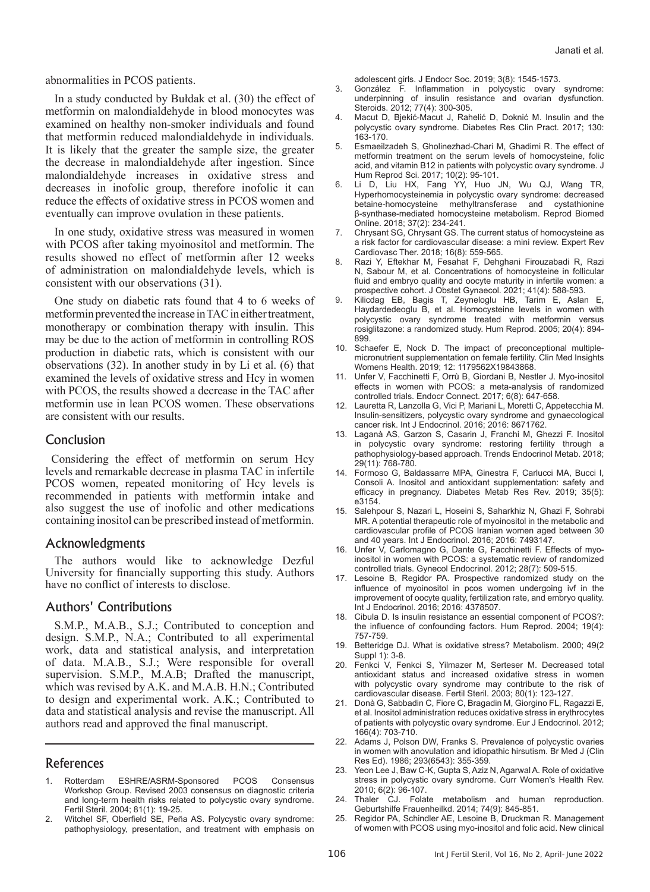abnormalities in PCOS patients.

In a study conducted by Bułdak et al. (30) the effect of metformin on malondialdehyde in blood monocytes was examined on healthy non-smoker individuals and found that metformin reduced malondialdehyde in individuals. It is likely that the greater the sample size, the greater the decrease in malondialdehyde after ingestion. Since malondialdehyde increases in oxidative stress and decreases in inofolic group, therefore inofolic it can reduce the effects of oxidative stress in PCOS women and eventually can improve ovulation in these patients.

In one study, oxidative stress was measured in women with PCOS after taking myoinositol and metformin. The results showed no effect of metformin after 12 weeks of administration on malondialdehyde levels, which is consistent with our observations (31).

One study on diabetic rats found that 4 to 6 weeks of metformin prevented the increase in TAC in either treatment, monotherapy or combination therapy with insulin. This may be due to the action of metformin in controlling ROS production in diabetic rats, which is consistent with our observations (32). In another study in by Li et al. (6) that examined the levels of oxidative stress and Hcy in women with PCOS, the results showed a decrease in the TAC after metformin use in lean PCOS women. These observations are consistent with our results.

## Conclusion

Considering the effect of metformin on serum Hcy levels and remarkable decrease in plasma TAC in infertile PCOS women, repeated monitoring of Hcy levels is recommended in patients with metformin intake and also suggest the use of inofolic and other medications containing inositol can be prescribed instead of metformin.

## Acknowledgments

The authors would like to acknowledge Dezful University for financially supporting this study. Authors have no conflict of interests to disclose.

## Authors' Contributions

S.M.P., M.A.B., S.J.; Contributed to conception and design. S.M.P., N.A.; Contributed to all experimental work, data and statistical analysis, and interpretation of data. M.A.B., S.J.; Were responsible for overall supervision. S.M.P., M.A.B; Drafted the manuscript, which was revised by A.K. and M.A.B. H.N.; Contributed to design and experimental work. A.K.; Contributed to data and statistical analysis and revise the manuscript. All authors read and approved the final manuscript.

## References

1. Rotterdam ESHRE/ASRM-Sponsored PCOS Consensus Workshop Group. Revised 2003 consensus on diagnostic criteria and long-term health risks related to polycystic ovary syndrome. Fertil Steril. 2004; 81(1): 19-25.
2. Witchel SF, Oberfield SE, Peña AS. Polycystic ovary syndrome: pathophysiology, presentation, and treatment with emphasis on adolescent girls. J Endocr Soc. 2019; 3(8): 1545-1573.
3. González F. Inflammation in polycystic ovary syndrome: underpinning of insulin resistance and ovarian dysfunction. Steroids. 2012; 77(4): 300-305.
4. Macut D, Bjekić-Macut J, Rahelić D, Doknić M. Insulin and the polycystic ovary syndrome. Diabetes Res Clin Pract. 2017; 130: 163-170.
5. Esmaeilzadeh S, Gholinezhad-Chari M, Ghadimi R. The effect of metformin treatment on the serum levels of homocysteine, folic acid, and vitamin B12 in patients with polycystic ovary syndrome. J Hum Reprod Sci. 2017; 10(2): 95-101.
6. Li D, Liu HX, Fang YY, Huo JN, Wu QJ, Wang TR, Hyperhomocysteinemia in polycystic ovary syndrome: decreased betaine-homocysteine methyltransferase and cystathionine β-synthase-mediated homocysteine metabolism. Reprod Biomed Online. 2018; 37(2): 234-241.
7. Chrysant SG, Chrysant GS. The current status of homocysteine as a risk factor for cardiovascular disease: a mini review. Expert Rev Cardiovasc Ther. 2018; 16(8): 559-565.
8. Razi Y, Eftekhar M, Fesahat F, Dehghani Firouzabadi R, Razi N, Sabour M, et al. Concentrations of homocysteine in follicular fluid and embryo quality and oocyte maturity in infertile women: a prospective cohort. J Obstet Gynaecol. 2021; 41(4): 588-593.
9. Kilicdag EB, Bagis T, Zeyneloglu HB, Tarim E, Aslan E, Haydardedeoglu B, et al. Homocysteine levels in women with polycystic ovary syndrome treated with metformin versus rosiglitazone: a randomized study. Hum Reprod. 2005; 20(4): 894-899.
10. Schaefer E, Nock D. The impact of preconceptional multiple-micronutrient supplementation on female fertility. Clin Med Insights Womens Health. 2019; 12: 1179562X19843868.
11. Unfer V, Facchinetti F, Orrù B, Giordani B, Nestler J. Myo-inositol effects in women with PCOS: a meta-analysis of randomized controlled trials. Endocr Connect. 2017; 6(8): 647-658.
12. Lauretta R, Lanzolla G, Vici P, Mariani L, Moretti C, Appetecchia M. Insulin-sensitizers, polycystic ovary syndrome and gynaecological cancer risk. Int J Endocrinol. 2016; 2016: 8671762.
13. Laganà AS, Garzon S, Casarin J, Franchi M, Ghezzi F. Inositol in polycystic ovary syndrome: restoring fertility through a pathophysiology-based approach. Trends Endocrinol Metab. 2018; 29(11): 768-780.
14. Formoso G, Baldassarre MPA, Ginestra F, Carlucci MA, Bucci I, Consoli A. Inositol and antioxidant supplementation: safety and efficacy in pregnancy. Diabetes Metab Res Rev. 2019; 35(5): e3154.
15. Salehpour S, Nazari L, Hoseini S, Saharkhiz N, Ghazi F, Sohrabi MR. A potential therapeutic role of myoinositol in the metabolic and cardiovascular profile of PCOS Iranian women aged between 30 and 40 years. Int J Endocrinol. 2016; 2016: 7493147.
16. Unfer V, Carlomagno G, Dante G, Facchinetti F. Effects of myo-inositol in women with PCOS: a systematic review of randomized controlled trials. Gynecol Endocrinol. 2012; 28(7): 509-515.
17. Lesoine B, Regidor PA. Prospective randomized study on the influence of myoinositol in pcos women undergoing ivf in the improvement of oocyte quality, fertilization rate, and embryo quality. Int J Endocrinol. 2016; 2016: 4378507.
18. Cibula D. Is insulin resistance an essential component of PCOS?: the influence of confounding factors. Hum Reprod. 2004; 19(4): 757-759.
19. Betteridge DJ. What is oxidative stress? Metabolism. 2000; 49(2 Suppl 1): 3-8.
20. Fenkci V, Fenkci S, Yilmazer M, Serteser M. Decreased total antioxidant status and increased oxidative stress in women with polycystic ovary syndrome may contribute to the risk of cardiovascular disease. Fertil Steril. 2003; 80(1): 123-127.
21. Donà G, Sabbadin C, Fiore C, Bragadin M, Giorgino FL, Ragazzi E, et al. Inositol administration reduces oxidative stress in erythrocytes of patients with polycystic ovary syndrome. Eur J Endocrinol. 2012; 166(4): 703-710.
22. Adams J, Polson DW, Franks S. Prevalence of polycystic ovaries in women with anovulation and idiopathic hirsutism. Br Med J (Clin Res Ed). 1986; 293(6543): 355-359.
23. Yeon Lee J, Baw C-K, Gupta S, Aziz N, Agarwal A. Role of oxidative stress in polycystic ovary syndrome. Curr Women's Health Rev. 2010; 6(2): 96-107.
24. Thaler CJ. Folate metabolism and human reproduction. Geburtshilfe Frauenheilkd. 2014; 74(9): 845-851.
25. Regidor PA, Schindler AE, Lesoine B, Druckman R. Management of women with PCOS using myo-inositol and folic acid. New clinical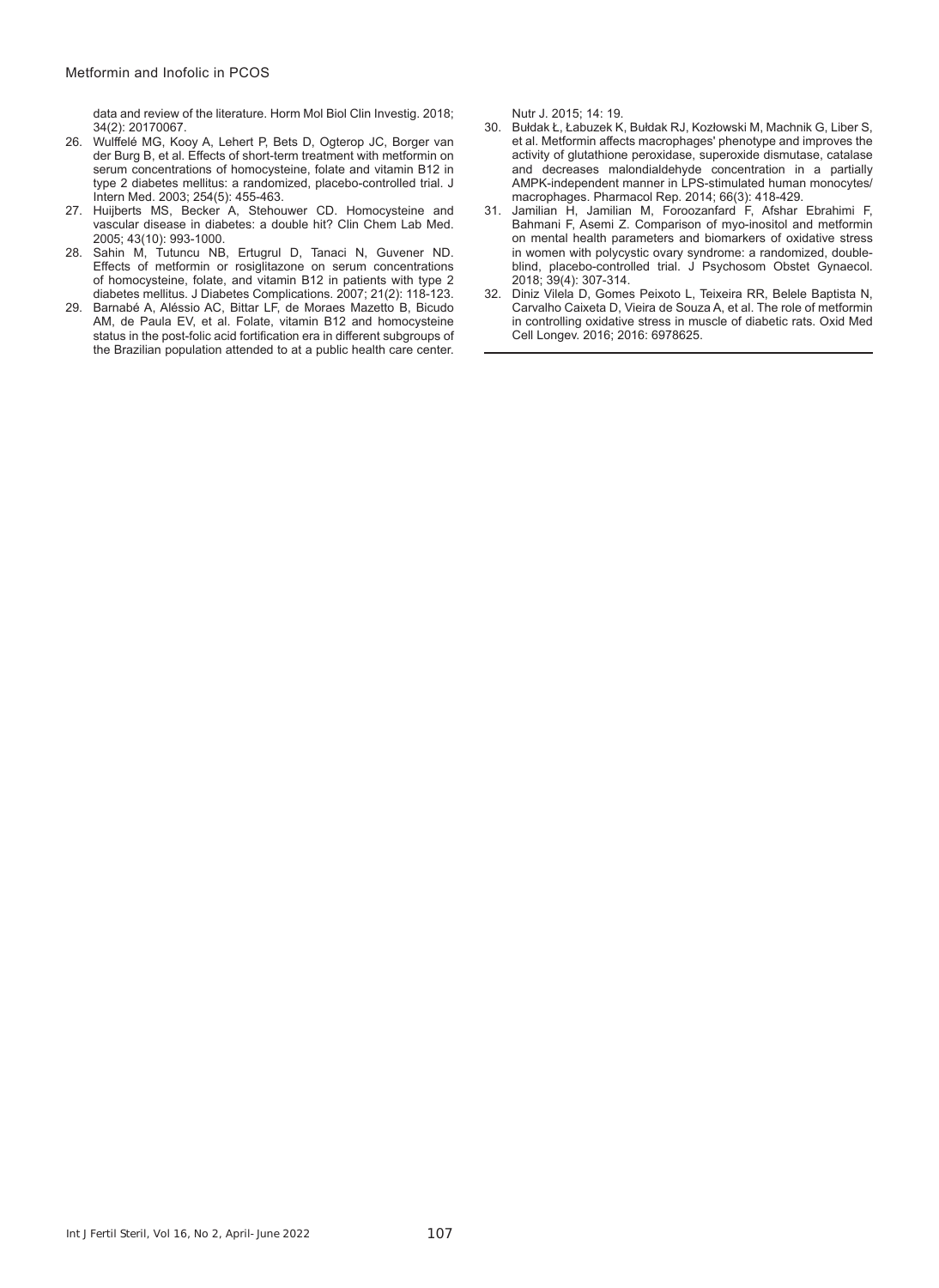data and review of the literature. Horm Mol Biol Clin Investig. 2018; 34(2): 20170067.

26. Wulffelé MG, Kooy A, Lehert P, Bets D, Ogterop JC, Borger van der Burg B, et al. Effects of short-term treatment with metformin on serum concentrations of homocysteine, folate and vitamin B12 in type 2 diabetes mellitus: a randomized, placebo-controlled trial. J Intern Med. 2003; 254(5): 455-463.
27. Huijberts MS, Becker A, Stehouwer CD. Homocysteine and vascular disease in diabetes: a double hit? Clin Chem Lab Med. 2005; 43(10): 993-1000.
28. Sahin M, Tutuncu NB, Ertugrul D, Tanaci N, Guvener ND. Effects of metformin or rosiglitazone on serum concentrations of homocysteine, folate, and vitamin B12 in patients with type 2 diabetes mellitus. J Diabetes Complications. 2007; 21(2): 118-123.
29. Barnabé A, Aléssio AC, Bittar LF, de Moraes Mazetto B, Bicudo AM, de Paula EV, et al. Folate, vitamin B12 and homocysteine status in the post-folic acid fortification era in different subgroups of the Brazilian population attended to at a public health care center. Nutr J. 2015; 14: 19.
30. Bułdak Ł, Łabuzek K, Bułdak RJ, Kozłowski M, Machnik G, Liber S, et al. Metformin affects macrophages' phenotype and improves the activity of glutathione peroxidase, superoxide dismutase, catalase and decreases malondialdehyde concentration in a partially AMPK-independent manner in LPS-stimulated human monocytes/macrophages. Pharmacol Rep. 2014; 66(3): 418-429.
31. Jamilian H, Jamilian M, Foroozanfard F, Afshar Ebrahimi F, Bahmani F, Asemi Z. Comparison of myo-inositol and metformin on mental health parameters and biomarkers of oxidative stress in women with polycystic ovary syndrome: a randomized, double-blind, placebo-controlled trial. J Psychosom Obstet Gynaecol. 2018; 39(4): 307-314.
32. Diniz Vilela D, Gomes Peixoto L, Teixeira RR, Belele Baptista N, Carvalho Caixeta D, Vieira de Souza A, et al. The role of metformin in controlling oxidative stress in muscle of diabetic rats. Oxid Med Cell Longev. 2016; 2016: 6978625.